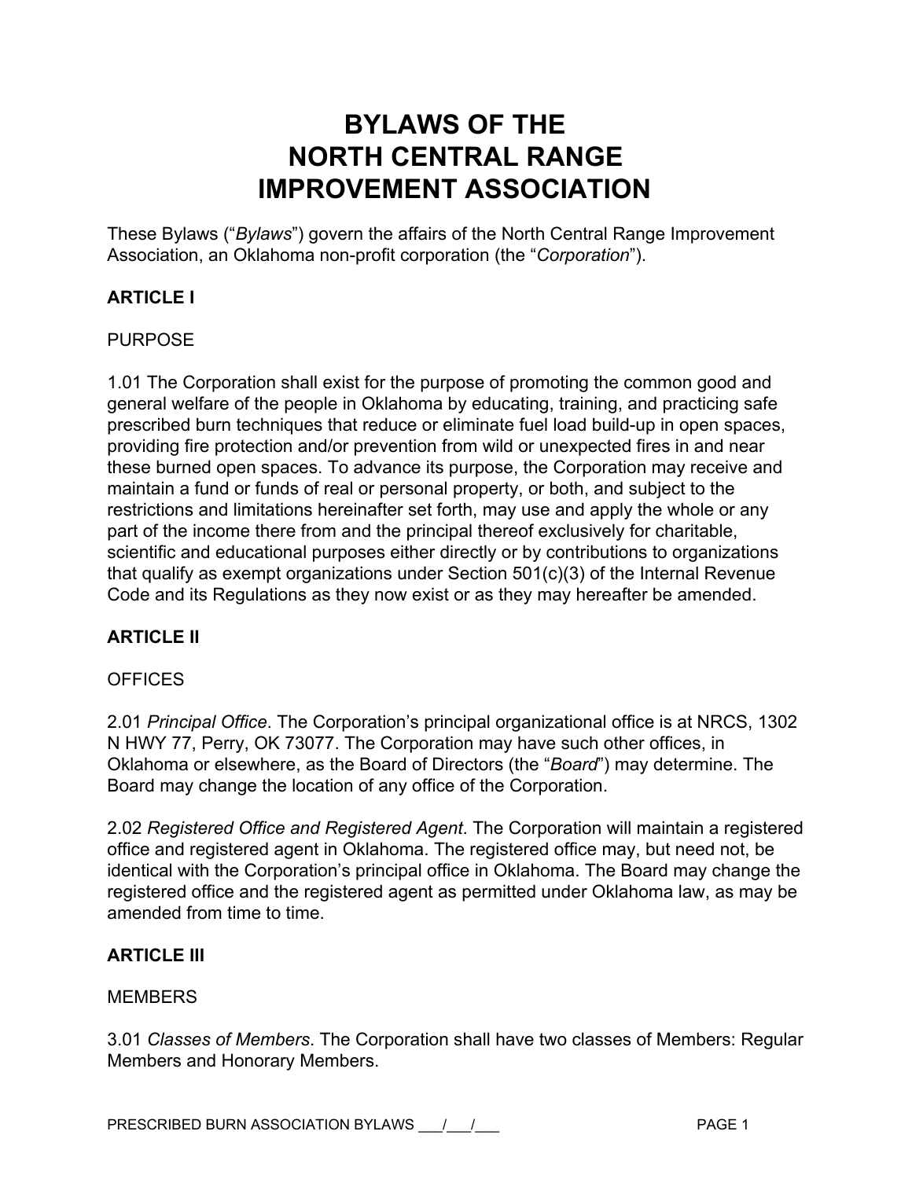# BYLAWS OF THE NORTH CENTRAL RANGE IMPROVEMENT ASSOCIATION

These Bylaws ("*Bylaws*") govern the affairs of the North Central Range Improvement Association, an Oklahoma non-profit corporation (the "*Corporation*").

## ARTICLE I

PURPOSE

1.01 The Corporation shall exist for the purpose of promoting the common good and general welfare of the people in Oklahoma by educating, training, and practicing safe prescribed burn techniques that reduce or eliminate fuel load build-up in open spaces, providing fire protection and/or prevention from wild or unexpected fires in and near these burned open spaces. To advance its purpose, the Corporation may receive and maintain a fund or funds of real or personal property, or both, and subject to the restrictions and limitations hereinafter set forth, may use and apply the whole or any part of the income there from and the principal thereof exclusively for charitable, scientific and educational purposes either directly or by contributions to organizations that qualify as exempt organizations under Section 501(c)(3) of the Internal Revenue Code and its Regulations as they now exist or as they may hereafter be amended.

## ARTICLE II

OFFICES

2.01 *Principal Office*. The Corporation's principal organizational office is at NRCS, 1302 N HWY 77, Perry, OK 73077. The Corporation may have such other offices, in Oklahoma or elsewhere, as the Board of Directors (the "*Board*") may determine. The Board may change the location of any office of the Corporation.

2.02 *Registered Office and Registered Agent*. The Corporation will maintain a registered office and registered agent in Oklahoma. The registered office may, but need not, be identical with the Corporation's principal office in Oklahoma. The Board may change the registered office and the registered agent as permitted under Oklahoma law, as may be amended from time to time.

## ARTICLE III

MEMBERS

3.01 *Classes of Members*. The Corporation shall have two classes of Members: Regular Members and Honorary Members.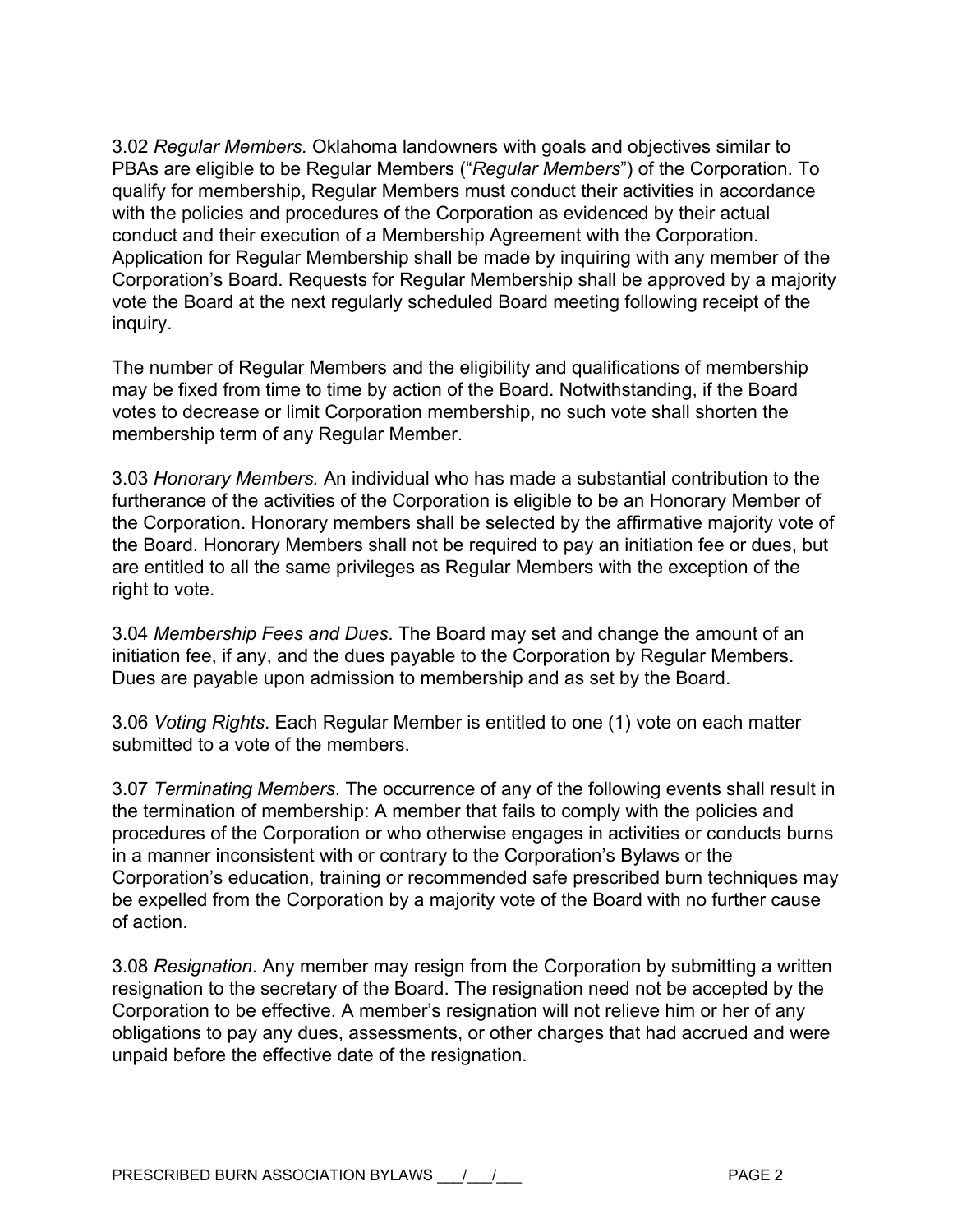3.02 *Regular Members*. Oklahoma landowners with goals and objectives similar to PBAs are eligible to be Regular Members ("*Regular Members*") of the Corporation. To qualify for membership, Regular Members must conduct their activities in accordance with the policies and procedures of the Corporation as evidenced by their actual conduct and their execution of a Membership Agreement with the Corporation. Application for Regular Membership shall be made by inquiring with any member of the Corporation's Board. Requests for Regular Membership shall be approved by a majority vote the Board at the next regularly scheduled Board meeting following receipt of the inquiry.

The number of Regular Members and the eligibility and qualifications of membership may be fixed from time to time by action of the Board. Notwithstanding, if the Board votes to decrease or limit Corporation membership, no such vote shall shorten the membership term of any Regular Member.

3.03 *Honorary Members.* An individual who has made a substantial contribution to the furtherance of the activities of the Corporation is eligible to be an Honorary Member of the Corporation. Honorary members shall be selected by the affirmative majority vote of the Board. Honorary Members shall not be required to pay an initiation fee or dues, but are entitled to all the same privileges as Regular Members with the exception of the right to vote.

3.04 *Membership Fees and Dues*. The Board may set and change the amount of an initiation fee, if any, and the dues payable to the Corporation by Regular Members. Dues are payable upon admission to membership and as set by the Board.

3.06 *Voting Rights*. Each Regular Member is entitled to one (1) vote on each matter submitted to a vote of the members.

3.07 *Terminating Members.* The occurrence of any of the following events shall result in the termination of membership: A member that fails to comply with the policies and procedures of the Corporation or who otherwise engages in activities or conducts burns in a manner inconsistent with or contrary to the Corporation's Bylaws or the Corporation's education, training or recommended safe prescribed burn techniques may be expelled from the Corporation by a majority vote of the Board with no further cause of action.

3.08 *Resignation*. Any member may resign from the Corporation by submitting a written resignation to the secretary of the Board. The resignation need not be accepted by the Corporation to be effective. A member's resignation will not relieve him or her of any obligations to pay any dues, assessments, or other charges that had accrued and were unpaid before the effective date of the resignation.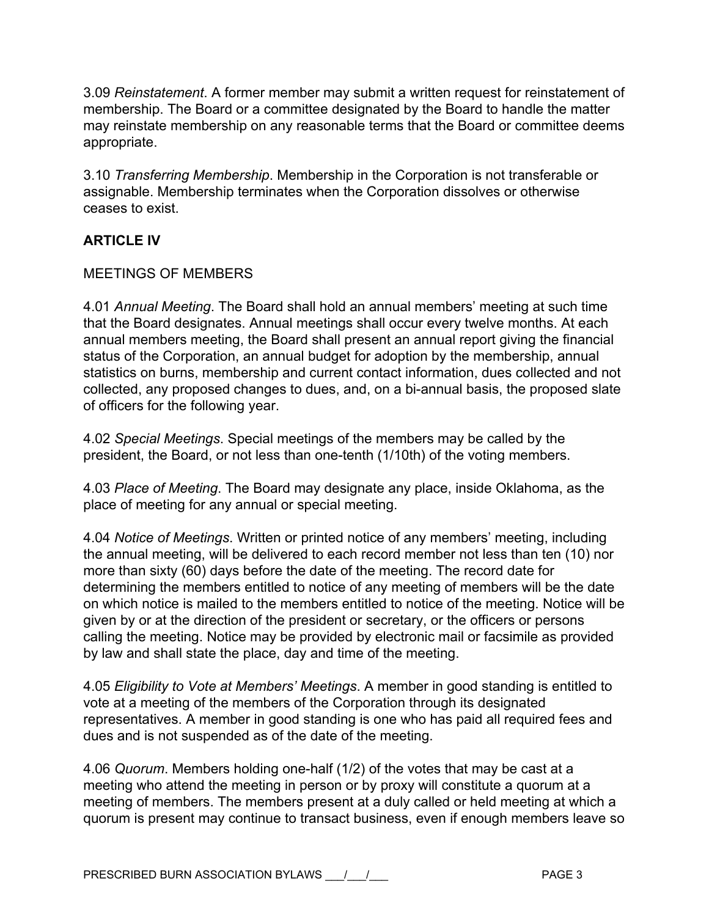3.09 *Reinstatement*. A former member may submit a written request for reinstatement of membership. The Board or a committee designated by the Board to handle the matter may reinstate membership on any reasonable terms that the Board or committee deems appropriate.

3.10 *Transferring Membership*. Membership in the Corporation is not transferable or assignable. Membership terminates when the Corporation dissolves or otherwise ceases to exist.

## ARTICLE IV

MEETINGS OF MEMBERS

4.01 *Annual Meeting*. The Board shall hold an annual members' meeting at such time that the Board designates. Annual meetings shall occur every twelve months. At each annual members meeting, the Board shall present an annual report giving the financial status of the Corporation, an annual budget for adoption by the membership, annual statistics on burns, membership and current contact information, dues collected and not collected, any proposed changes to dues, and, on a bi-annual basis, the proposed slate of officers for the following year.

4.02 *Special Meetings*. Special meetings of the members may be called by the president, the Board, or not less than one-tenth (1/10th) of the voting members.

4.03 *Place of Meeting*. The Board may designate any place, inside Oklahoma, as the place of meeting for any annual or special meeting.

4.04 *Notice of Meetings*. Written or printed notice of any members' meeting, including the annual meeting, will be delivered to each record member not less than ten (10) nor more than sixty (60) days before the date of the meeting. The record date for determining the members entitled to notice of any meeting of members will be the date on which notice is mailed to the members entitled to notice of the meeting. Notice will be given by or at the direction of the president or secretary, or the officers or persons calling the meeting. Notice may be provided by electronic mail or facsimile as provided by law and shall state the place, day and time of the meeting.

4.05 *Eligibility to Vote at Members' Meetings*. A member in good standing is entitled to vote at a meeting of the members of the Corporation through its designated representatives. A member in good standing is one who has paid all required fees and dues and is not suspended as of the date of the meeting.

4.06 *Quorum*. Members holding one-half (1/2) of the votes that may be cast at a meeting who attend the meeting in person or by proxy will constitute a quorum at a meeting of members. The members present at a duly called or held meeting at which a quorum is present may continue to transact business, even if enough members leave so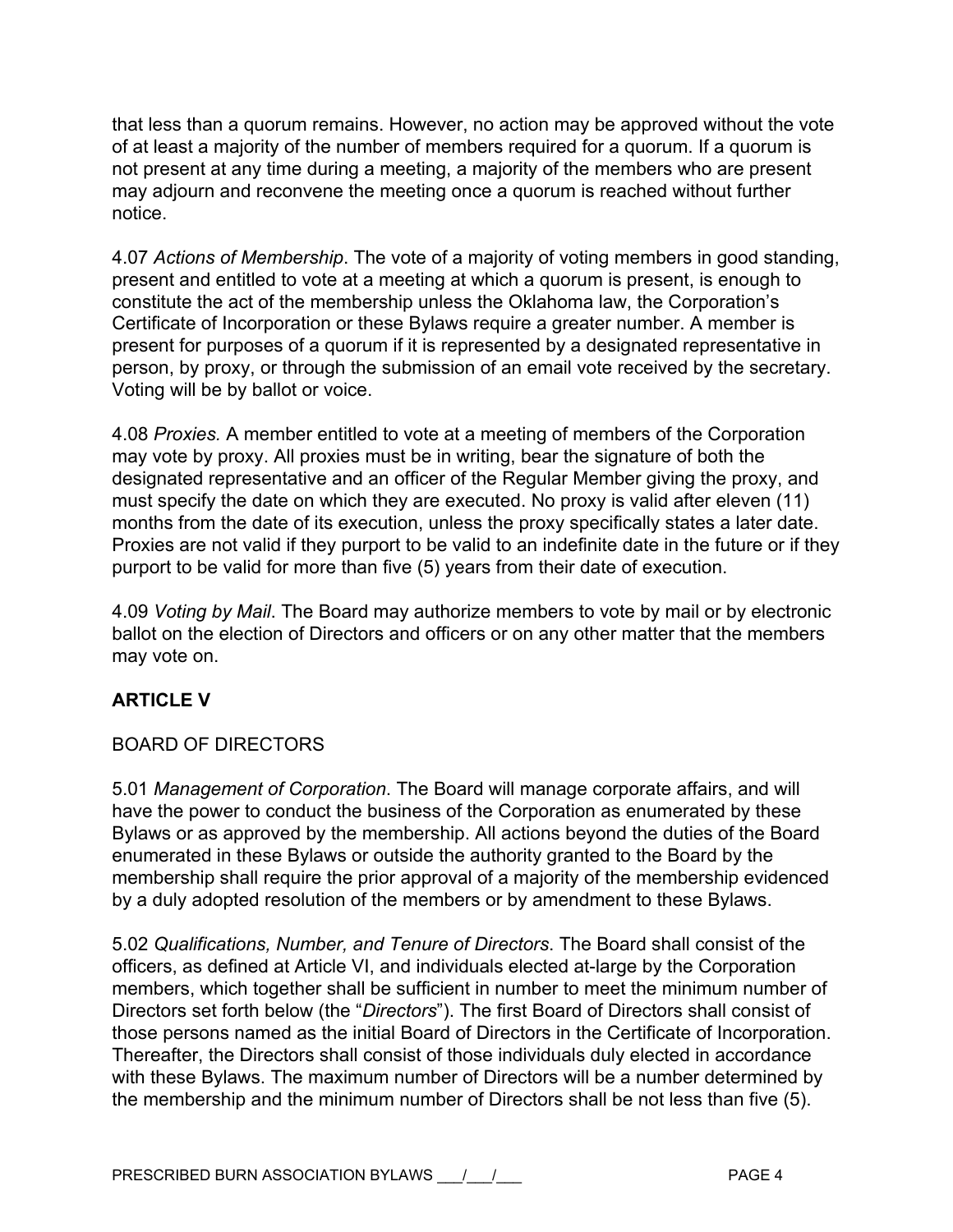that less than a quorum remains. However, no action may be approved without the vote of at least a majority of the number of members required for a quorum. If a quorum is not present at any time during a meeting, a majority of the members who are present may adjourn and reconvene the meeting once a quorum is reached without further notice.

4.07 *Actions of Membership*. The vote of a majority of voting members in good standing, present and entitled to vote at a meeting at which a quorum is present, is enough to constitute the act of the membership unless the Oklahoma law, the Corporation's Certificate of Incorporation or these Bylaws require a greater number. A member is present for purposes of a quorum if it is represented by a designated representative in person, by proxy, or through the submission of an email vote received by the secretary. Voting will be by ballot or voice.

4.08 *Proxies.* A member entitled to vote at a meeting of members of the Corporation may vote by proxy. All proxies must be in writing, bear the signature of both the designated representative and an officer of the Regular Member giving the proxy, and must specify the date on which they are executed. No proxy is valid after eleven (11) months from the date of its execution, unless the proxy specifically states a later date. Proxies are not valid if they purport to be valid to an indefinite date in the future or if they purport to be valid for more than five (5) years from their date of execution.

4.09 *Voting by Mail*. The Board may authorize members to vote by mail or by electronic ballot on the election of Directors and officers or on any other matter that the members may vote on.

## ARTICLE V

BOARD OF DIRECTORS

5.01 *Management of Corporation*. The Board will manage corporate affairs, and will have the power to conduct the business of the Corporation as enumerated by these Bylaws or as approved by the membership. All actions beyond the duties of the Board enumerated in these Bylaws or outside the authority granted to the Board by the membership shall require the prior approval of a majority of the membership evidenced by a duly adopted resolution of the members or by amendment to these Bylaws.

5.02 *Qualifications, Number, and Tenure of Directors*. The Board shall consist of the officers, as defined at Article VI, and individuals elected at-large by the Corporation members, which together shall be sufficient in number to meet the minimum number of Directors set forth below (the "*Directors*"). The first Board of Directors shall consist of those persons named as the initial Board of Directors in the Certificate of Incorporation. Thereafter, the Directors shall consist of those individuals duly elected in accordance with these Bylaws. The maximum number of Directors will be a number determined by the membership and the minimum number of Directors shall be not less than five (5).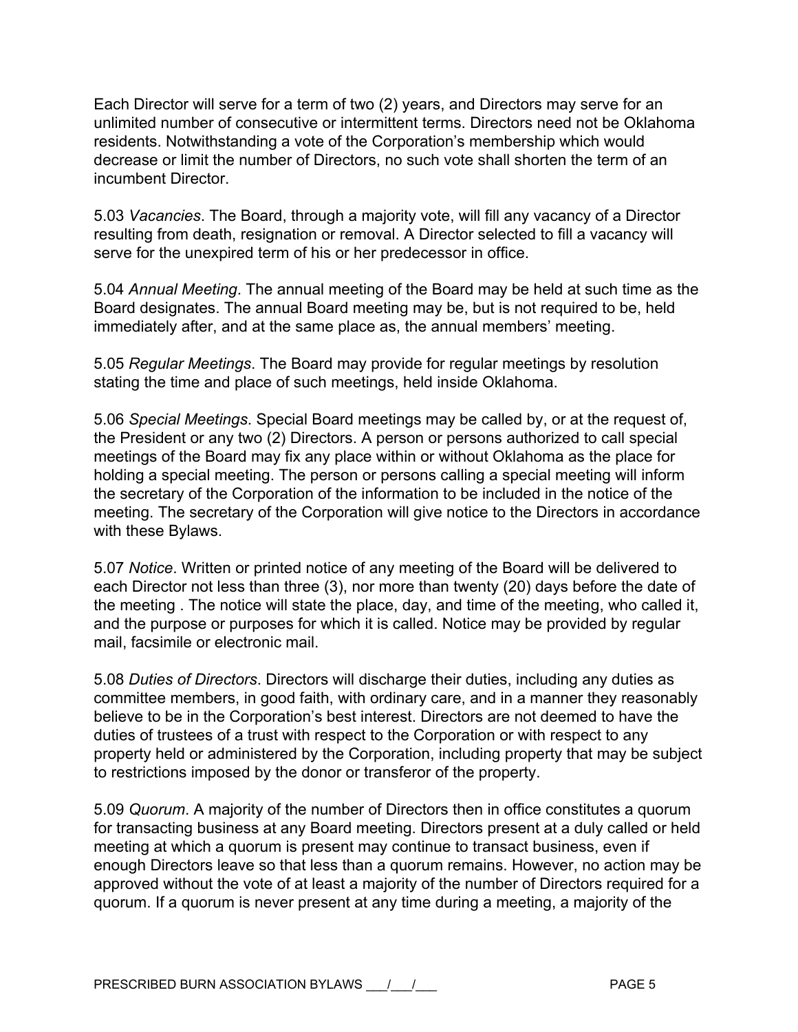Each Director will serve for a term of two (2) years, and Directors may serve for an unlimited number of consecutive or intermittent terms. Directors need not be Oklahoma residents. Notwithstanding a vote of the Corporation's membership which would decrease or limit the number of Directors, no such vote shall shorten the term of an incumbent Director.

5.03 *Vacancies*. The Board, through a majority vote, will fill any vacancy of a Director resulting from death, resignation or removal. A Director selected to fill a vacancy will serve for the unexpired term of his or her predecessor in office.

5.04 *Annual Meeting*. The annual meeting of the Board may be held at such time as the Board designates. The annual Board meeting may be, but is not required to be, held immediately after, and at the same place as, the annual members' meeting.

5.05 *Regular Meetings*. The Board may provide for regular meetings by resolution stating the time and place of such meetings, held inside Oklahoma.

5.06 *Special Meetings*. Special Board meetings may be called by, or at the request of, the President or any two (2) Directors. A person or persons authorized to call special meetings of the Board may fix any place within or without Oklahoma as the place for holding a special meeting. The person or persons calling a special meeting will inform the secretary of the Corporation of the information to be included in the notice of the meeting. The secretary of the Corporation will give notice to the Directors in accordance with these Bylaws.

5.07 *Notice*. Written or printed notice of any meeting of the Board will be delivered to each Director not less than three (3), nor more than twenty (20) days before the date of the meeting . The notice will state the place, day, and time of the meeting, who called it, and the purpose or purposes for which it is called. Notice may be provided by regular mail, facsimile or electronic mail.

5.08 *Duties of Directors*. Directors will discharge their duties, including any duties as committee members, in good faith, with ordinary care, and in a manner they reasonably believe to be in the Corporation's best interest. Directors are not deemed to have the duties of trustees of a trust with respect to the Corporation or with respect to any property held or administered by the Corporation, including property that may be subject to restrictions imposed by the donor or transferor of the property.

5.09 *Quorum*. A majority of the number of Directors then in office constitutes a quorum for transacting business at any Board meeting. Directors present at a duly called or held meeting at which a quorum is present may continue to transact business, even if enough Directors leave so that less than a quorum remains. However, no action may be approved without the vote of at least a majority of the number of Directors required for a quorum. If a quorum is never present at any time during a meeting, a majority of the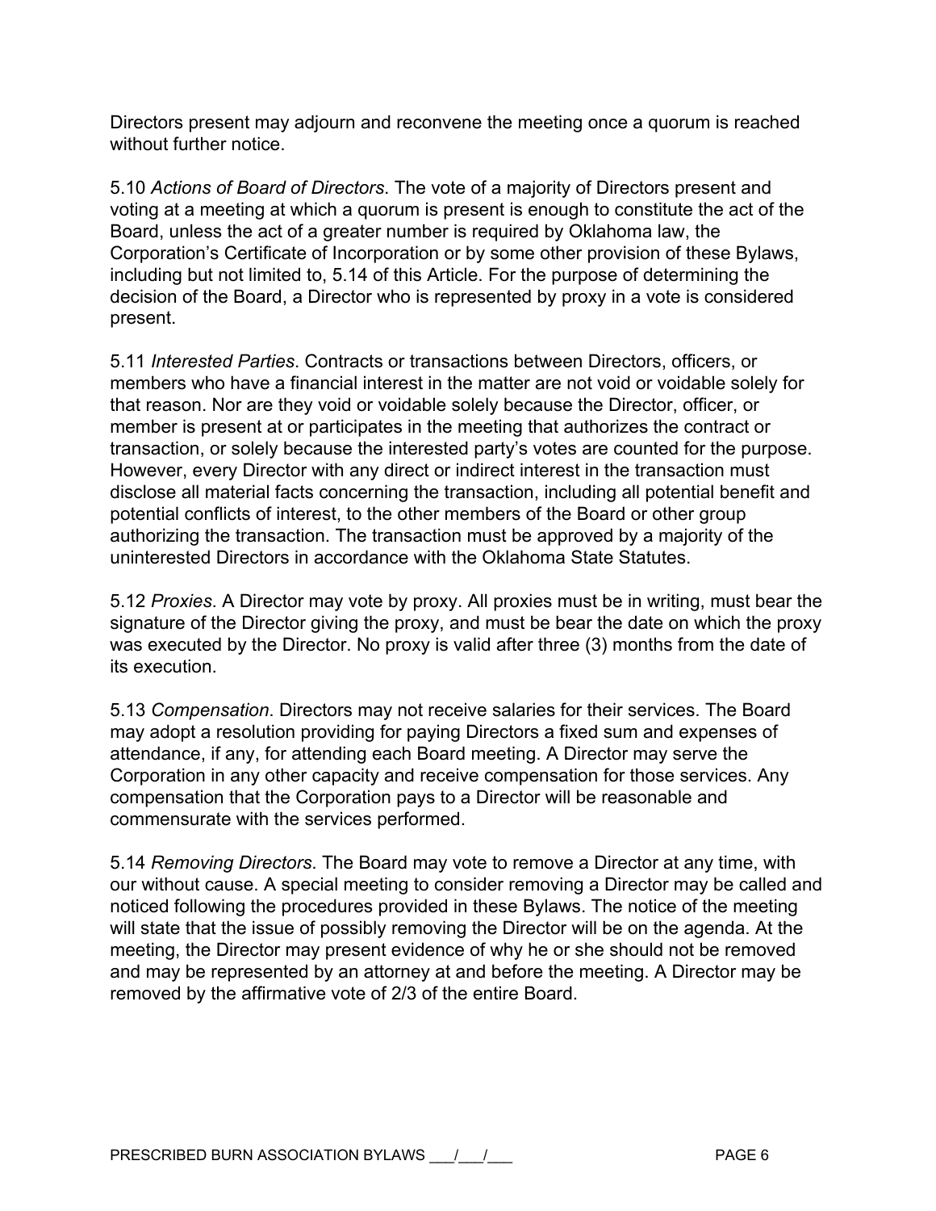Directors present may adjourn and reconvene the meeting once a quorum is reached without further notice.

5.10 *Actions of Board of Directors*. The vote of a majority of Directors present and voting at a meeting at which a quorum is present is enough to constitute the act of the Board, unless the act of a greater number is required by Oklahoma law, the Corporation's Certificate of Incorporation or by some other provision of these Bylaws, including but not limited to, 5.14 of this Article. For the purpose of determining the decision of the Board, a Director who is represented by proxy in a vote is considered present.

5.11 *Interested Parties*. Contracts or transactions between Directors, officers, or members who have a financial interest in the matter are not void or voidable solely for that reason. Nor are they void or voidable solely because the Director, officer, or member is present at or participates in the meeting that authorizes the contract or transaction, or solely because the interested party's votes are counted for the purpose. However, every Director with any direct or indirect interest in the transaction must disclose all material facts concerning the transaction, including all potential benefit and potential conflicts of interest, to the other members of the Board or other group authorizing the transaction. The transaction must be approved by a majority of the uninterested Directors in accordance with the Oklahoma State Statutes.

5.12 *Proxies*. A Director may vote by proxy. All proxies must be in writing, must bear the signature of the Director giving the proxy, and must be bear the date on which the proxy was executed by the Director. No proxy is valid after three (3) months from the date of its execution.

5.13 *Compensation*. Directors may not receive salaries for their services. The Board may adopt a resolution providing for paying Directors a fixed sum and expenses of attendance, if any, for attending each Board meeting. A Director may serve the Corporation in any other capacity and receive compensation for those services. Any compensation that the Corporation pays to a Director will be reasonable and commensurate with the services performed.

5.14 *Removing Directors*. The Board may vote to remove a Director at any time, with our without cause. A special meeting to consider removing a Director may be called and noticed following the procedures provided in these Bylaws. The notice of the meeting will state that the issue of possibly removing the Director will be on the agenda. At the meeting, the Director may present evidence of why he or she should not be removed and may be represented by an attorney at and before the meeting. A Director may be removed by the affirmative vote of 2/3 of the entire Board.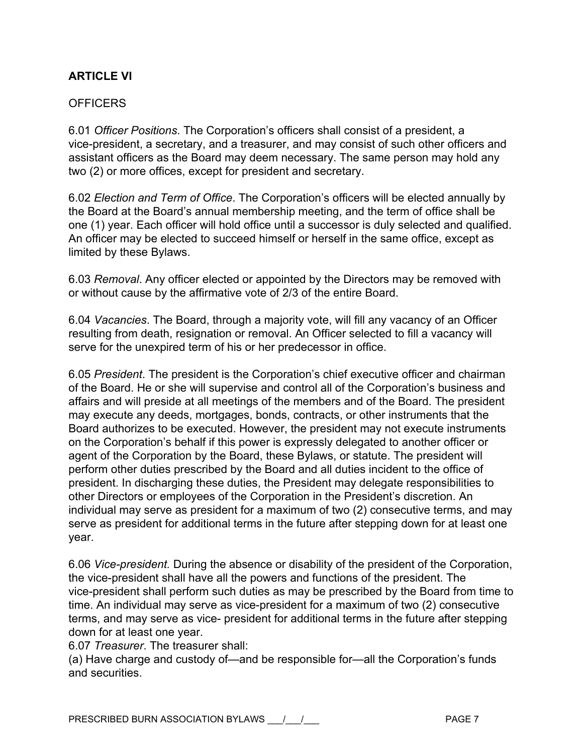## ARTICLE VI

OFFICERS

6.01 *Officer Positions*. The Corporation's officers shall consist of a president, a vice-president, a secretary, and a treasurer, and may consist of such other officers and assistant officers as the Board may deem necessary. The same person may hold any two (2) or more offices, except for president and secretary.

6.02 *Election and Term of Office*. The Corporation's officers will be elected annually by the Board at the Board's annual membership meeting, and the term of office shall be one (1) year. Each officer will hold office until a successor is duly selected and qualified. An officer may be elected to succeed himself or herself in the same office, except as limited by these Bylaws.

6.03 *Removal*. Any officer elected or appointed by the Directors may be removed with or without cause by the affirmative vote of 2/3 of the entire Board.

6.04 *Vacancies*. The Board, through a majority vote, will fill any vacancy of an Officer resulting from death, resignation or removal. An Officer selected to fill a vacancy will serve for the unexpired term of his or her predecessor in office.

6.05 *President*. The president is the Corporation's chief executive officer and chairman of the Board. He or she will supervise and control all of the Corporation's business and affairs and will preside at all meetings of the members and of the Board. The president may execute any deeds, mortgages, bonds, contracts, or other instruments that the Board authorizes to be executed. However, the president may not execute instruments on the Corporation's behalf if this power is expressly delegated to another officer or agent of the Corporation by the Board, these Bylaws, or statute. The president will perform other duties prescribed by the Board and all duties incident to the office of president. In discharging these duties, the President may delegate responsibilities to other Directors or employees of the Corporation in the President's discretion. An individual may serve as president for a maximum of two (2) consecutive terms, and may serve as president for additional terms in the future after stepping down for at least one year.

6.06 *Vice-president.* During the absence or disability of the president of the Corporation, the vice-president shall have all the powers and functions of the president. The vice-president shall perform such duties as may be prescribed by the Board from time to time. An individual may serve as vice-president for a maximum of two (2) consecutive terms, and may serve as vice- president for additional terms in the future after stepping down for at least one year.

6.07 *Treasurer*. The treasurer shall:

(a) Have charge and custody of—and be responsible for—all the Corporation's funds and securities.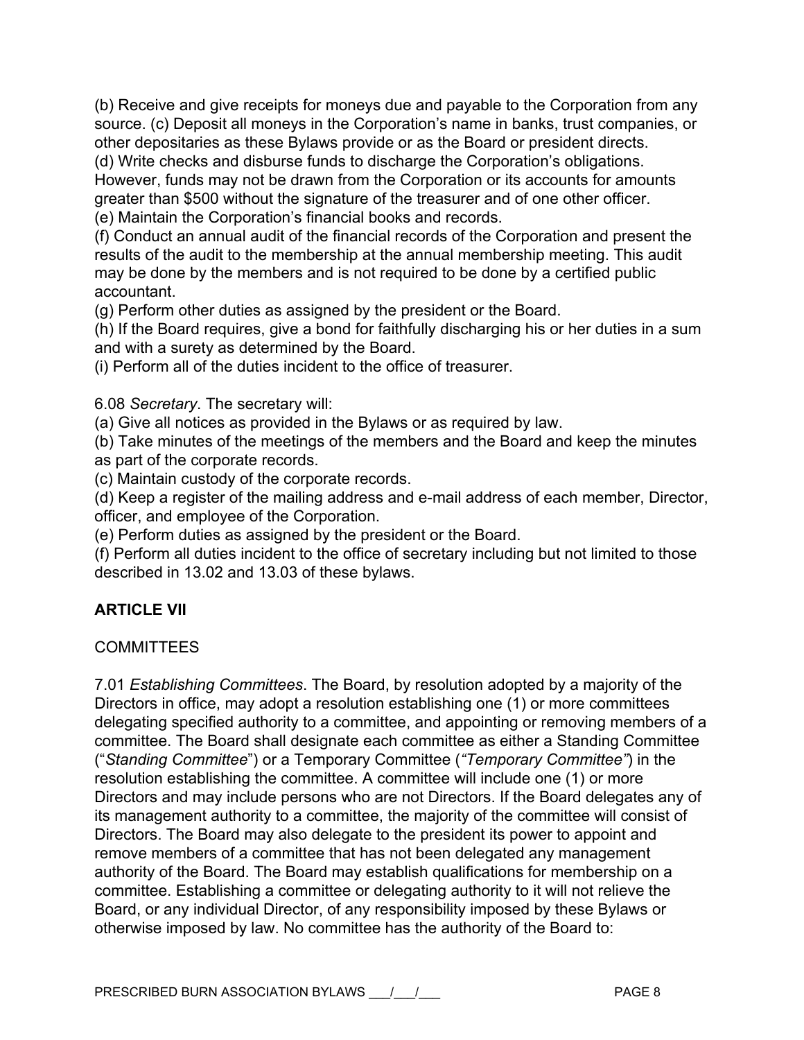(b) Receive and give receipts for moneys due and payable to the Corporation from any source. (c) Deposit all moneys in the Corporation's name in banks, trust companies, or other depositaries as these Bylaws provide or as the Board or president directs.
(d) Write checks and disburse funds to discharge the Corporation's obligations. However, funds may not be drawn from the Corporation or its accounts for amounts greater than $500 without the signature of the treasurer and of one other officer.
(e) Maintain the Corporation's financial books and records.
(f) Conduct an annual audit of the financial records of the Corporation and present the results of the audit to the membership at the annual membership meeting. This audit may be done by the members and is not required to be done by a certified public accountant.
(g) Perform other duties as assigned by the president or the Board.
(h) If the Board requires, give a bond for faithfully discharging his or her duties in a sum and with a surety as determined by the Board.
(i) Perform all of the duties incident to the office of treasurer.

6.08 *Secretary*. The secretary will:
(a) Give all notices as provided in the Bylaws or as required by law.
(b) Take minutes of the meetings of the members and the Board and keep the minutes as part of the corporate records.
(c) Maintain custody of the corporate records.
(d) Keep a register of the mailing address and e-mail address of each member, Director, officer, and employee of the Corporation.
(e) Perform duties as assigned by the president or the Board.
(f) Perform all duties incident to the office of secretary including but not limited to those described in 13.02 and 13.03 of these bylaws.

## ARTICLE VII

COMMITTEES

7.01 *Establishing Committees*. The Board, by resolution adopted by a majority of the Directors in office, may adopt a resolution establishing one (1) or more committees delegating specified authority to a committee, and appointing or removing members of a committee. The Board shall designate each committee as either a Standing Committee ("*Standing Committee*") or a Temporary Committee (*"Temporary Committee"*) in the resolution establishing the committee. A committee will include one (1) or more Directors and may include persons who are not Directors. If the Board delegates any of its management authority to a committee, the majority of the committee will consist of Directors. The Board may also delegate to the president its power to appoint and remove members of a committee that has not been delegated any management authority of the Board. The Board may establish qualifications for membership on a committee. Establishing a committee or delegating authority to it will not relieve the Board, or any individual Director, of any responsibility imposed by these Bylaws or otherwise imposed by law. No committee has the authority of the Board to: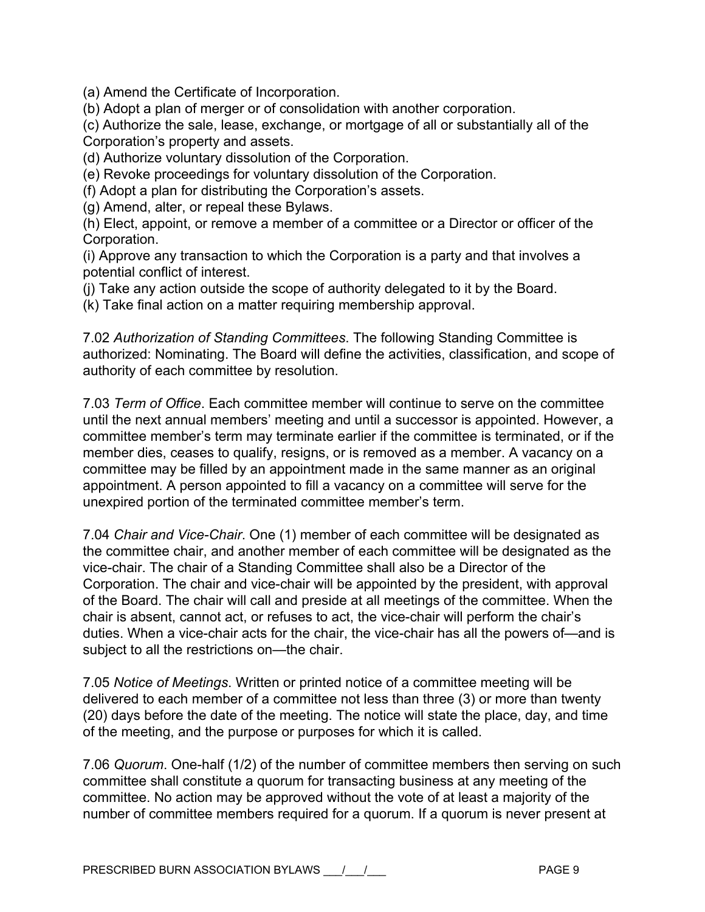(a) Amend the Certificate of Incorporation.
(b) Adopt a plan of merger or of consolidation with another corporation.
(c) Authorize the sale, lease, exchange, or mortgage of all or substantially all of the Corporation's property and assets.
(d) Authorize voluntary dissolution of the Corporation.
(e) Revoke proceedings for voluntary dissolution of the Corporation.
(f) Adopt a plan for distributing the Corporation's assets.
(g) Amend, alter, or repeal these Bylaws.
(h) Elect, appoint, or remove a member of a committee or a Director or officer of the Corporation.
(i) Approve any transaction to which the Corporation is a party and that involves a potential conflict of interest.
(j) Take any action outside the scope of authority delegated to it by the Board.
(k) Take final action on a matter requiring membership approval.

7.02 *Authorization of Standing Committees*. The following Standing Committee is authorized: Nominating. The Board will define the activities, classification, and scope of authority of each committee by resolution.

7.03 *Term of Office*. Each committee member will continue to serve on the committee until the next annual members' meeting and until a successor is appointed. However, a committee member's term may terminate earlier if the committee is terminated, or if the member dies, ceases to qualify, resigns, or is removed as a member. A vacancy on a committee may be filled by an appointment made in the same manner as an original appointment. A person appointed to fill a vacancy on a committee will serve for the unexpired portion of the terminated committee member's term.

7.04 *Chair and Vice-Chair*. One (1) member of each committee will be designated as the committee chair, and another member of each committee will be designated as the vice-chair. The chair of a Standing Committee shall also be a Director of the Corporation. The chair and vice-chair will be appointed by the president, with approval of the Board. The chair will call and preside at all meetings of the committee. When the chair is absent, cannot act, or refuses to act, the vice-chair will perform the chair's duties. When a vice-chair acts for the chair, the vice-chair has all the powers of—and is subject to all the restrictions on—the chair.

7.05 *Notice of Meetings*. Written or printed notice of a committee meeting will be delivered to each member of a committee not less than three (3) or more than twenty (20) days before the date of the meeting. The notice will state the place, day, and time of the meeting, and the purpose or purposes for which it is called.

7.06 *Quorum*. One-half (1/2) of the number of committee members then serving on such committee shall constitute a quorum for transacting business at any meeting of the committee. No action may be approved without the vote of at least a majority of the number of committee members required for a quorum. If a quorum is never present at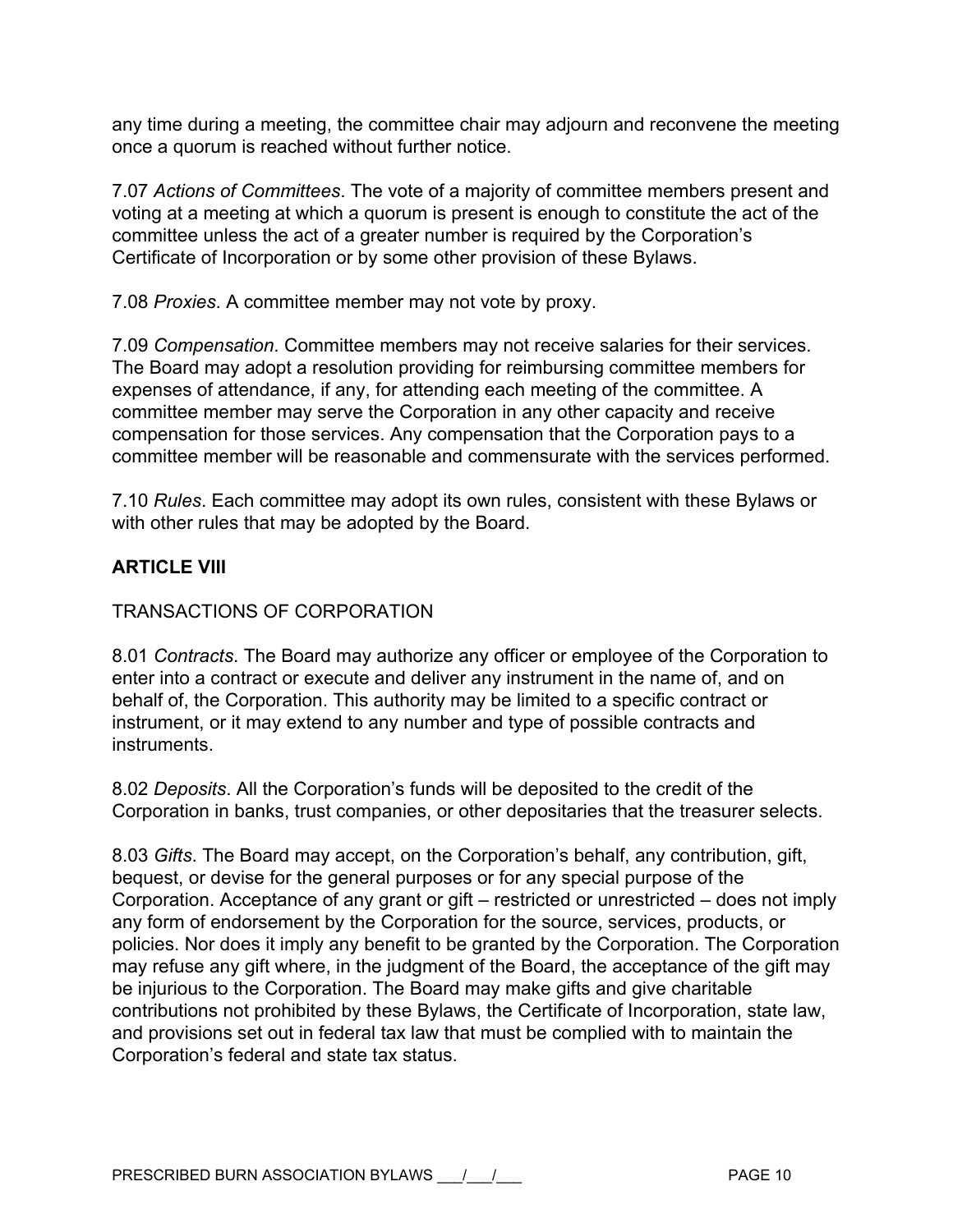any time during a meeting, the committee chair may adjourn and reconvene the meeting once a quorum is reached without further notice.

7.07 *Actions of Committees*. The vote of a majority of committee members present and voting at a meeting at which a quorum is present is enough to constitute the act of the committee unless the act of a greater number is required by the Corporation's Certificate of Incorporation or by some other provision of these Bylaws.

7.08 *Proxies*. A committee member may not vote by proxy.

7.09 *Compensation*. Committee members may not receive salaries for their services. The Board may adopt a resolution providing for reimbursing committee members for expenses of attendance, if any, for attending each meeting of the committee. A committee member may serve the Corporation in any other capacity and receive compensation for those services. Any compensation that the Corporation pays to a committee member will be reasonable and commensurate with the services performed.

7.10 *Rules*. Each committee may adopt its own rules, consistent with these Bylaws or with other rules that may be adopted by the Board.

## ARTICLE VIII

TRANSACTIONS OF CORPORATION

8.01 *Contracts*. The Board may authorize any officer or employee of the Corporation to enter into a contract or execute and deliver any instrument in the name of, and on behalf of, the Corporation. This authority may be limited to a specific contract or instrument, or it may extend to any number and type of possible contracts and instruments.

8.02 *Deposits*. All the Corporation's funds will be deposited to the credit of the Corporation in banks, trust companies, or other depositaries that the treasurer selects.

8.03 *Gifts*. The Board may accept, on the Corporation's behalf, any contribution, gift, bequest, or devise for the general purposes or for any special purpose of the Corporation. Acceptance of any grant or gift – restricted or unrestricted – does not imply any form of endorsement by the Corporation for the source, services, products, or policies. Nor does it imply any benefit to be granted by the Corporation. The Corporation may refuse any gift where, in the judgment of the Board, the acceptance of the gift may be injurious to the Corporation. The Board may make gifts and give charitable contributions not prohibited by these Bylaws, the Certificate of Incorporation, state law, and provisions set out in federal tax law that must be complied with to maintain the Corporation's federal and state tax status.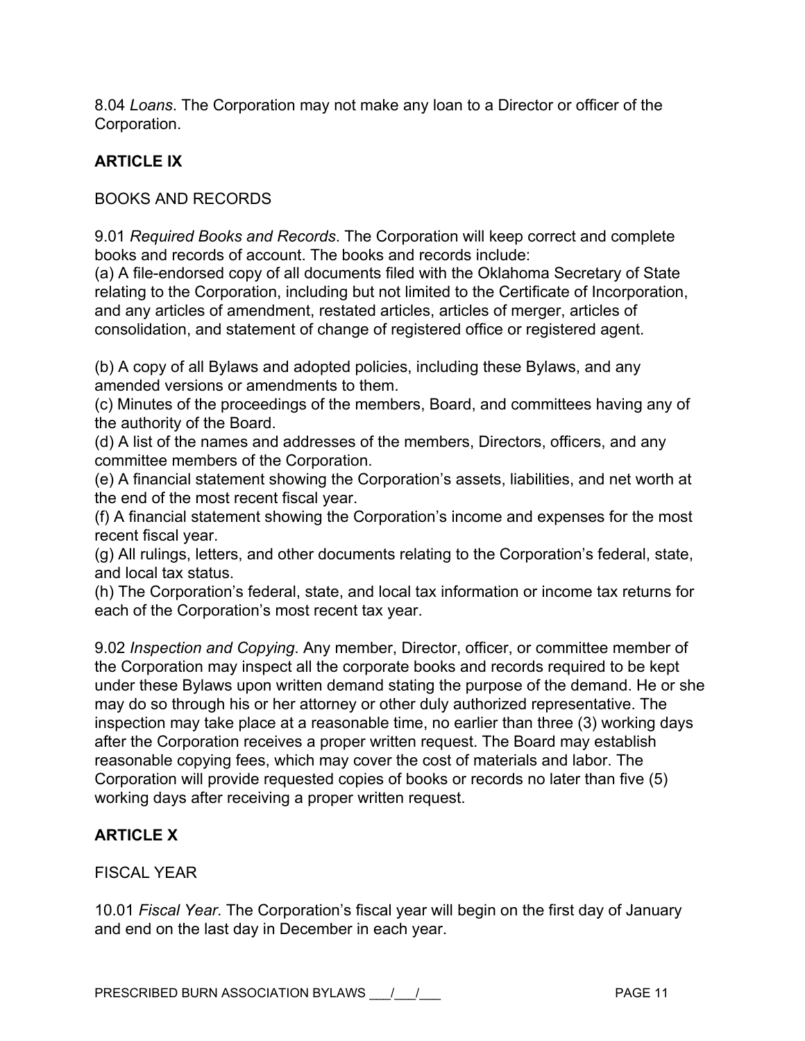8.04 *Loans*. The Corporation may not make any loan to a Director or officer of the Corporation.

## ARTICLE IX

BOOKS AND RECORDS

9.01 *Required Books and Records*. The Corporation will keep correct and complete books and records of account. The books and records include:
(a) A file-endorsed copy of all documents filed with the Oklahoma Secretary of State relating to the Corporation, including but not limited to the Certificate of Incorporation, and any articles of amendment, restated articles, articles of merger, articles of consolidation, and statement of change of registered office or registered agent.

(b) A copy of all Bylaws and adopted policies, including these Bylaws, and any amended versions or amendments to them.
(c) Minutes of the proceedings of the members, Board, and committees having any of the authority of the Board.
(d) A list of the names and addresses of the members, Directors, officers, and any committee members of the Corporation.
(e) A financial statement showing the Corporation's assets, liabilities, and net worth at the end of the most recent fiscal year.
(f) A financial statement showing the Corporation's income and expenses for the most recent fiscal year.
(g) All rulings, letters, and other documents relating to the Corporation's federal, state, and local tax status.
(h) The Corporation's federal, state, and local tax information or income tax returns for each of the Corporation's most recent tax year.

9.02 *Inspection and Copying*. Any member, Director, officer, or committee member of the Corporation may inspect all the corporate books and records required to be kept under these Bylaws upon written demand stating the purpose of the demand. He or she may do so through his or her attorney or other duly authorized representative. The inspection may take place at a reasonable time, no earlier than three (3) working days after the Corporation receives a proper written request. The Board may establish reasonable copying fees, which may cover the cost of materials and labor. The Corporation will provide requested copies of books or records no later than five (5) working days after receiving a proper written request.

## ARTICLE X

FISCAL YEAR

10.01 *Fiscal Year*. The Corporation's fiscal year will begin on the first day of January and end on the last day in December in each year.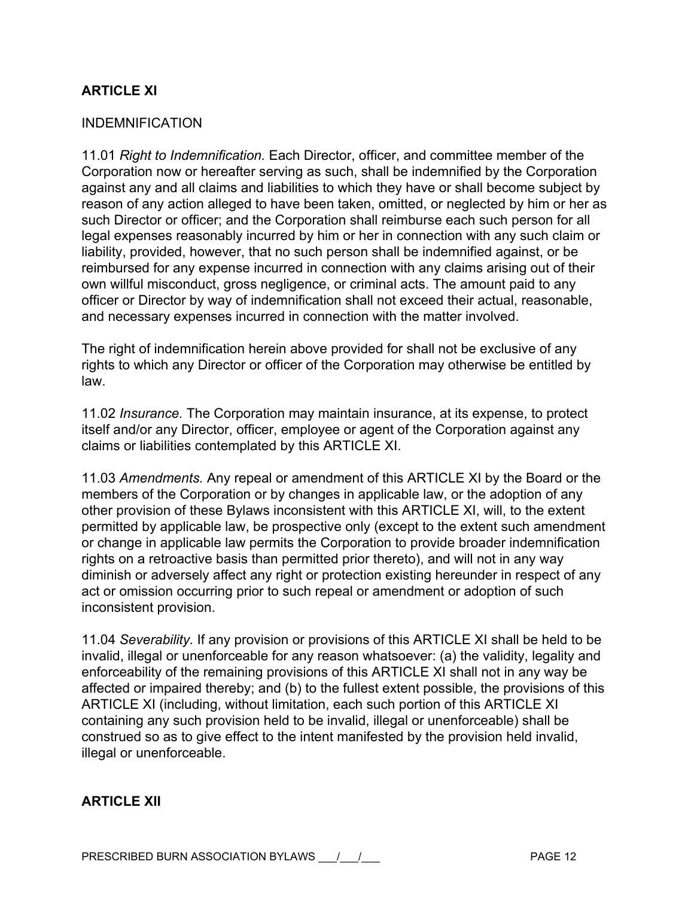**ARTICLE XI**

INDEMNIFICATION

11.01 *Right to Indemnification.* Each Director, officer, and committee member of the Corporation now or hereafter serving as such, shall be indemnified by the Corporation against any and all claims and liabilities to which they have or shall become subject by reason of any action alleged to have been taken, omitted, or neglected by him or her as such Director or officer; and the Corporation shall reimburse each such person for all legal expenses reasonably incurred by him or her in connection with any such claim or liability, provided, however, that no such person shall be indemnified against, or be reimbursed for any expense incurred in connection with any claims arising out of their own willful misconduct, gross negligence, or criminal acts. The amount paid to any officer or Director by way of indemnification shall not exceed their actual, reasonable, and necessary expenses incurred in connection with the matter involved.

The right of indemnification herein above provided for shall not be exclusive of any rights to which any Director or officer of the Corporation may otherwise be entitled by law.

11.02 *Insurance.* The Corporation may maintain insurance, at its expense, to protect itself and/or any Director, officer, employee or agent of the Corporation against any claims or liabilities contemplated by this ARTICLE XI.

11.03 *Amendments.* Any repeal or amendment of this ARTICLE XI by the Board or the members of the Corporation or by changes in applicable law, or the adoption of any other provision of these Bylaws inconsistent with this ARTICLE XI, will, to the extent permitted by applicable law, be prospective only (except to the extent such amendment or change in applicable law permits the Corporation to provide broader indemnification rights on a retroactive basis than permitted prior thereto), and will not in any way diminish or adversely affect any right or protection existing hereunder in respect of any act or omission occurring prior to such repeal or amendment or adoption of such inconsistent provision.

11.04 *Severability.* If any provision or provisions of this ARTICLE XI shall be held to be invalid, illegal or unenforceable for any reason whatsoever: (a) the validity, legality and enforceability of the remaining provisions of this ARTICLE XI shall not in any way be affected or impaired thereby; and (b) to the fullest extent possible, the provisions of this ARTICLE XI (including, without limitation, each such portion of this ARTICLE XI containing any such provision held to be invalid, illegal or unenforceable) shall be construed so as to give effect to the intent manifested by the provision held invalid, illegal or unenforceable.

**ARTICLE XII**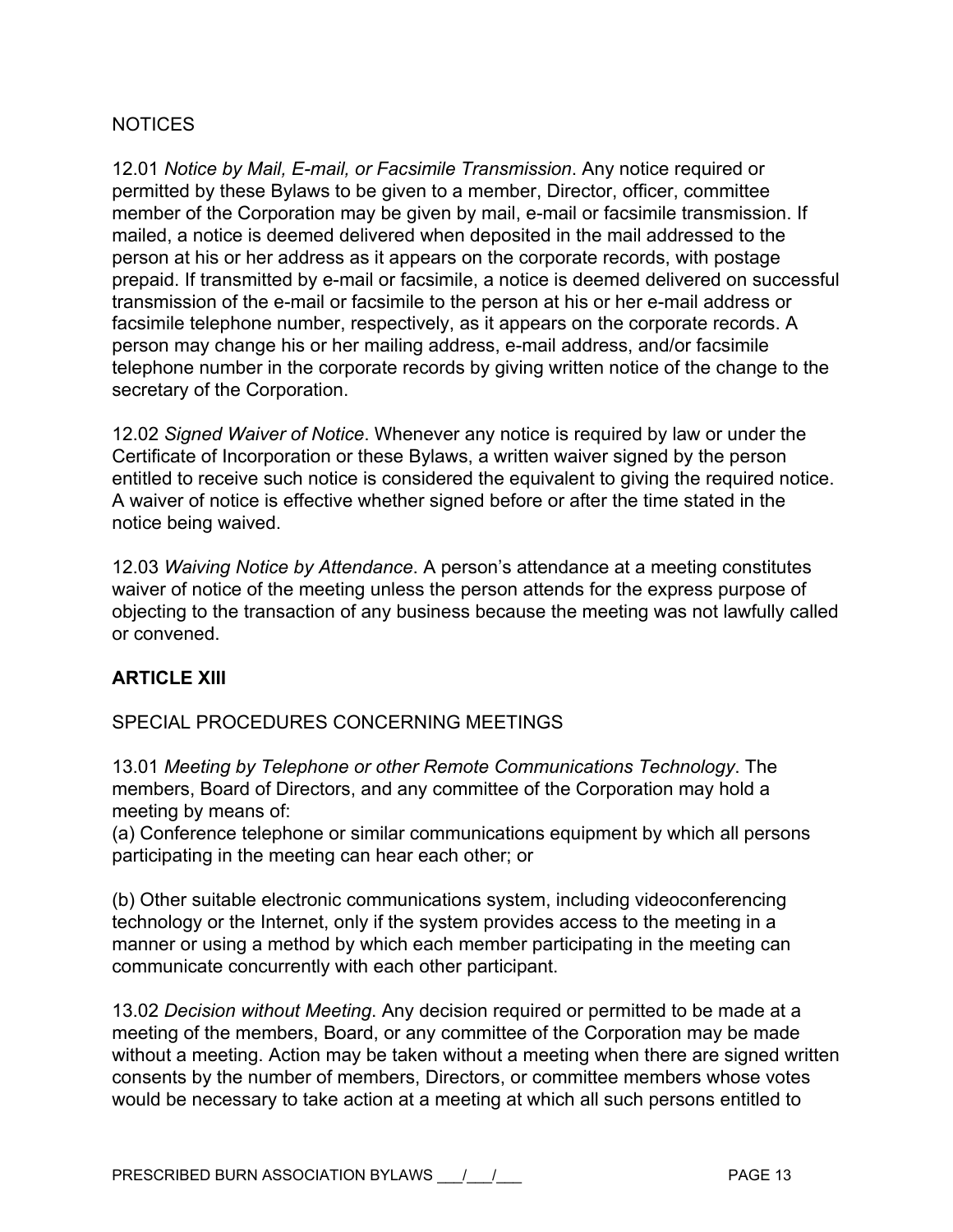NOTICES

12.01 *Notice by Mail, E-mail, or Facsimile Transmission*. Any notice required or permitted by these Bylaws to be given to a member, Director, officer, committee member of the Corporation may be given by mail, e-mail or facsimile transmission. If mailed, a notice is deemed delivered when deposited in the mail addressed to the person at his or her address as it appears on the corporate records, with postage prepaid. If transmitted by e-mail or facsimile, a notice is deemed delivered on successful transmission of the e-mail or facsimile to the person at his or her e-mail address or facsimile telephone number, respectively, as it appears on the corporate records. A person may change his or her mailing address, e-mail address, and/or facsimile telephone number in the corporate records by giving written notice of the change to the secretary of the Corporation.

12.02 *Signed Waiver of Notice*. Whenever any notice is required by law or under the Certificate of Incorporation or these Bylaws, a written waiver signed by the person entitled to receive such notice is considered the equivalent to giving the required notice. A waiver of notice is effective whether signed before or after the time stated in the notice being waived.

12.03 *Waiving Notice by Attendance*. A person's attendance at a meeting constitutes waiver of notice of the meeting unless the person attends for the express purpose of objecting to the transaction of any business because the meeting was not lawfully called or convened.

## ARTICLE XIII

SPECIAL PROCEDURES CONCERNING MEETINGS

13.01 *Meeting by Telephone or other Remote Communications Technology*. The members, Board of Directors, and any committee of the Corporation may hold a meeting by means of:

(a) Conference telephone or similar communications equipment by which all persons participating in the meeting can hear each other; or

(b) Other suitable electronic communications system, including videoconferencing technology or the Internet, only if the system provides access to the meeting in a manner or using a method by which each member participating in the meeting can communicate concurrently with each other participant.

13.02 *Decision without Meeting*. Any decision required or permitted to be made at a meeting of the members, Board, or any committee of the Corporation may be made without a meeting. Action may be taken without a meeting when there are signed written consents by the number of members, Directors, or committee members whose votes would be necessary to take action at a meeting at which all such persons entitled to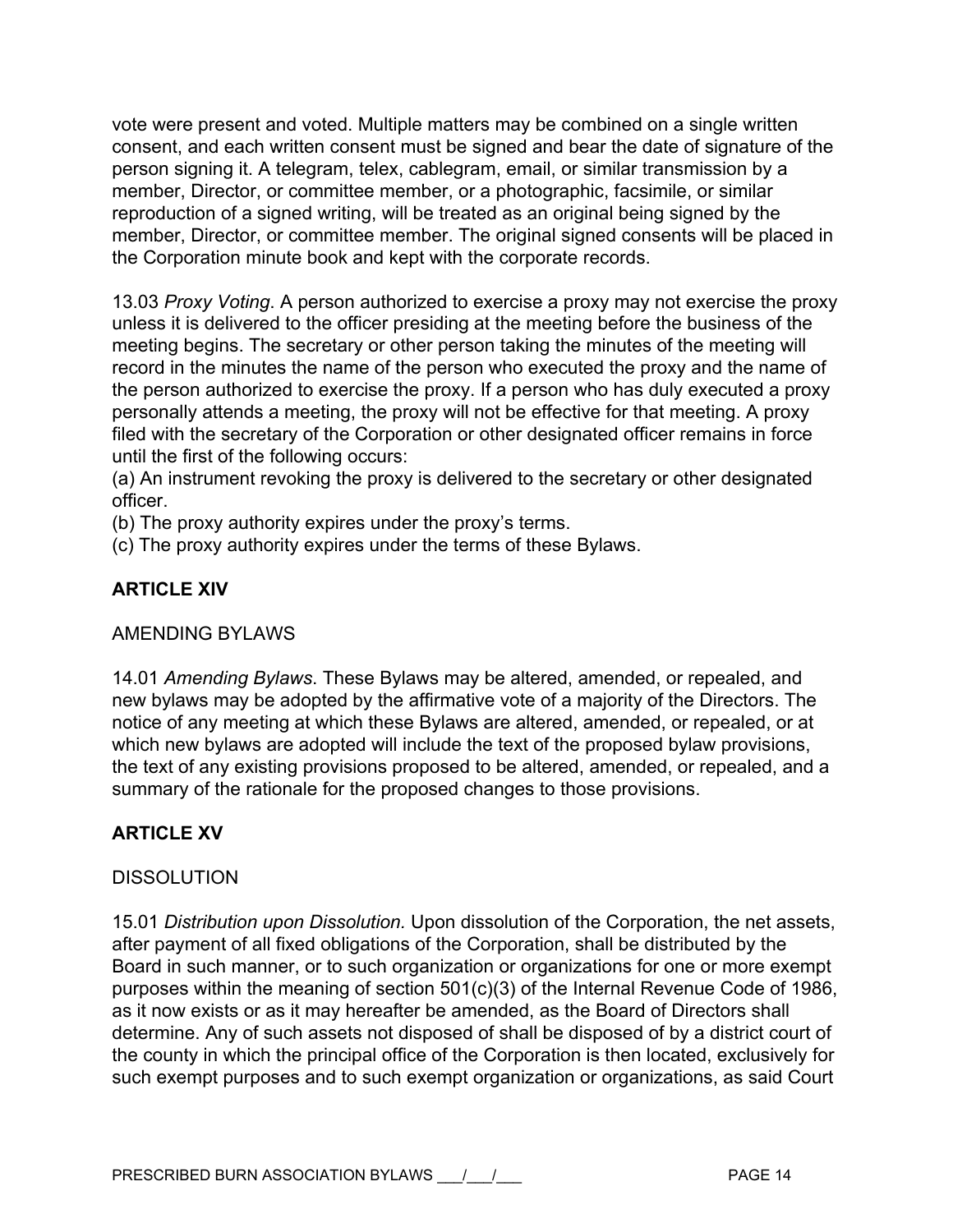vote were present and voted. Multiple matters may be combined on a single written consent, and each written consent must be signed and bear the date of signature of the person signing it. A telegram, telex, cablegram, email, or similar transmission by a member, Director, or committee member, or a photographic, facsimile, or similar reproduction of a signed writing, will be treated as an original being signed by the member, Director, or committee member. The original signed consents will be placed in the Corporation minute book and kept with the corporate records.

13.03 *Proxy Voting*. A person authorized to exercise a proxy may not exercise the proxy unless it is delivered to the officer presiding at the meeting before the business of the meeting begins. The secretary or other person taking the minutes of the meeting will record in the minutes the name of the person who executed the proxy and the name of the person authorized to exercise the proxy. If a person who has duly executed a proxy personally attends a meeting, the proxy will not be effective for that meeting. A proxy filed with the secretary of the Corporation or other designated officer remains in force until the first of the following occurs:
(a) An instrument revoking the proxy is delivered to the secretary or other designated officer.
(b) The proxy authority expires under the proxy's terms.
(c) The proxy authority expires under the terms of these Bylaws.

## ARTICLE XIV

AMENDING BYLAWS

14.01 *Amending Bylaws*. These Bylaws may be altered, amended, or repealed, and new bylaws may be adopted by the affirmative vote of a majority of the Directors. The notice of any meeting at which these Bylaws are altered, amended, or repealed, or at which new bylaws are adopted will include the text of the proposed bylaw provisions, the text of any existing provisions proposed to be altered, amended, or repealed, and a summary of the rationale for the proposed changes to those provisions.

## ARTICLE XV

DISSOLUTION

15.01 *Distribution upon Dissolution.* Upon dissolution of the Corporation, the net assets, after payment of all fixed obligations of the Corporation, shall be distributed by the Board in such manner, or to such organization or organizations for one or more exempt purposes within the meaning of section 501(c)(3) of the Internal Revenue Code of 1986, as it now exists or as it may hereafter be amended, as the Board of Directors shall determine. Any of such assets not disposed of shall be disposed of by a district court of the county in which the principal office of the Corporation is then located, exclusively for such exempt purposes and to such exempt organization or organizations, as said Court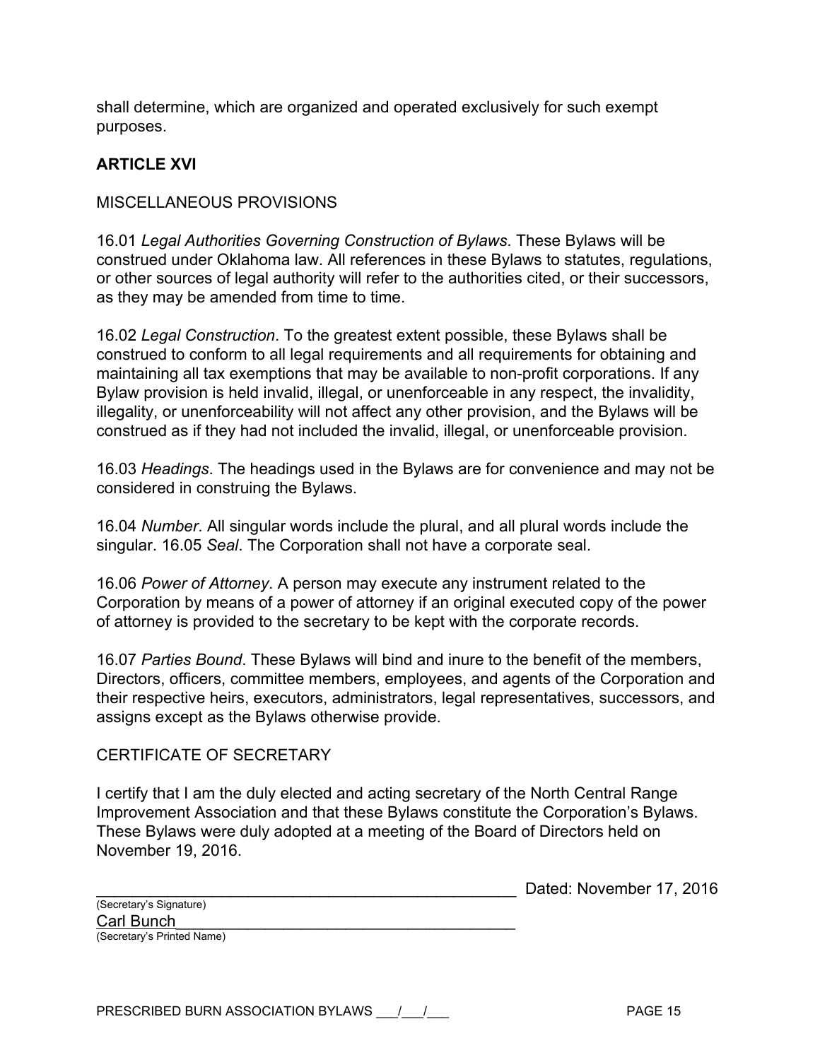shall determine, which are organized and operated exclusively for such exempt purposes.

**ARTICLE XVI**

MISCELLANEOUS PROVISIONS

16.01 *Legal Authorities Governing Construction of Bylaws*. These Bylaws will be construed under Oklahoma law. All references in these Bylaws to statutes, regulations, or other sources of legal authority will refer to the authorities cited, or their successors, as they may be amended from time to time.

16.02 *Legal Construction*. To the greatest extent possible, these Bylaws shall be construed to conform to all legal requirements and all requirements for obtaining and maintaining all tax exemptions that may be available to non-profit corporations. If any Bylaw provision is held invalid, illegal, or unenforceable in any respect, the invalidity, illegality, or unenforceability will not affect any other provision, and the Bylaws will be construed as if they had not included the invalid, illegal, or unenforceable provision.

16.03 *Headings*. The headings used in the Bylaws are for convenience and may not be considered in construing the Bylaws.

16.04 *Number*. All singular words include the plural, and all plural words include the singular. 16.05 *Seal*. The Corporation shall not have a corporate seal.

16.06 *Power of Attorney*. A person may execute any instrument related to the Corporation by means of a power of attorney if an original executed copy of the power of attorney is provided to the secretary to be kept with the corporate records.

16.07 *Parties Bound*. These Bylaws will bind and inure to the benefit of the members, Directors, officers, committee members, employees, and agents of the Corporation and their respective heirs, executors, administrators, legal representatives, successors, and assigns except as the Bylaws otherwise provide.

CERTIFICATE OF SECRETARY

I certify that I am the duly elected and acting secretary of the North Central Range Improvement Association and that these Bylaws constitute the Corporation's Bylaws. These Bylaws were duly adopted at a meeting of the Board of Directors held on November 19, 2016.

_______________________________________________ Dated: November 17, 2016

(Secretary's Signature)

Carl Bunch_______________________________________

(Secretary's Printed Name)